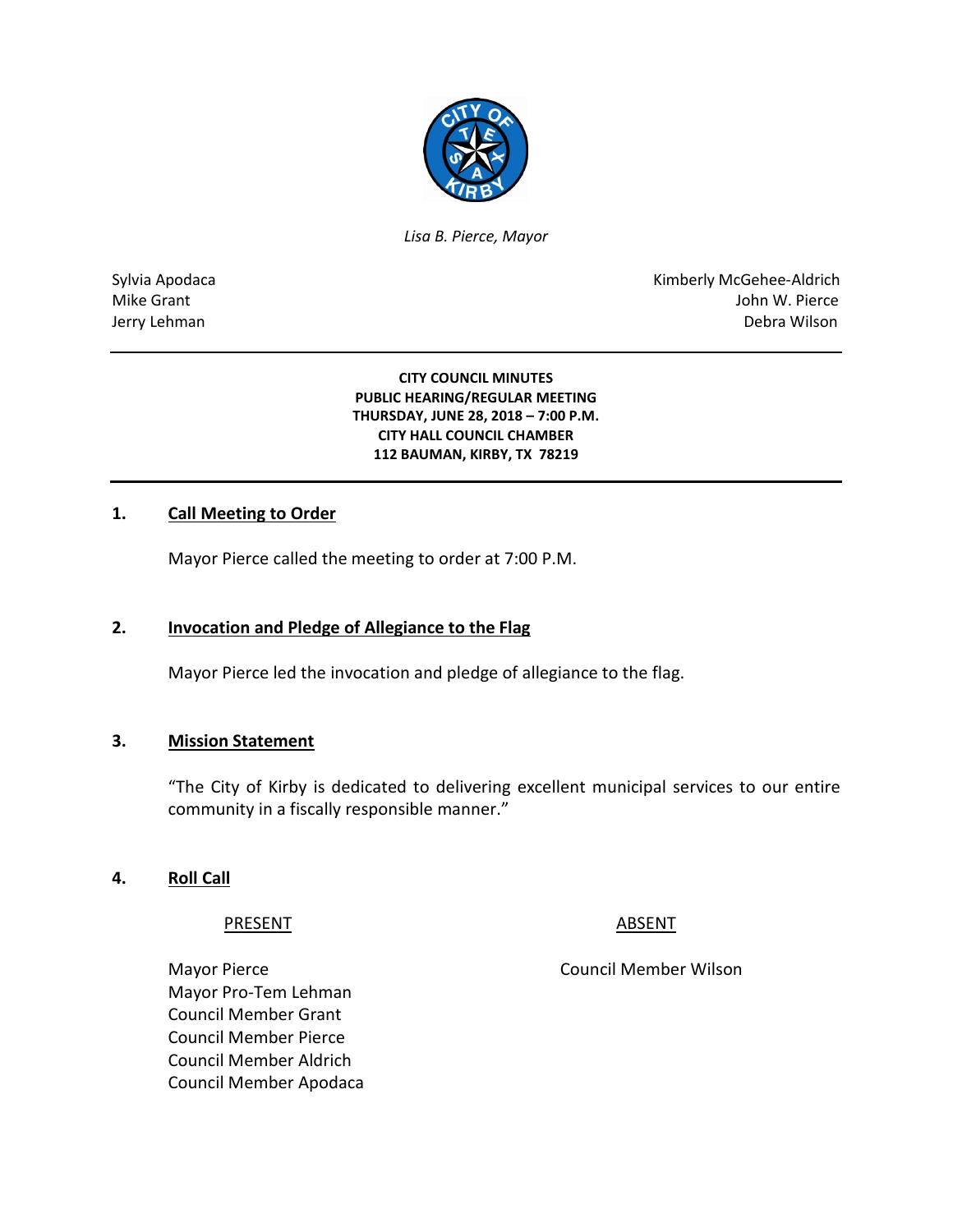*Lisa B. Pierce, Mayor*

Sylvia Apodaca
Mike Grant
Jerry Lehman

Kimberly McGehee-Aldrich
John W. Pierce
Debra Wilson

---

**CITY COUNCIL MINUTES**
**PUBLIC HEARING/REGULAR MEETING**
**THURSDAY, JUNE 28, 2018 – 7:00 P.M.**
**CITY HALL COUNCIL CHAMBER**
**112 BAUMAN, KIRBY, TX 78219**

---

## 1. Call Meeting to Order

Mayor Pierce called the meeting to order at 7:00 P.M.

## 2. Invocation and Pledge of Allegiance to the Flag

Mayor Pierce led the invocation and pledge of allegiance to the flag.

## 3. Mission Statement

"The City of Kirby is dedicated to delivering excellent municipal services to our entire community in a fiscally responsible manner."

## 4. Roll Call

| PRESENT | ABSENT |
|---|---|
| Mayor Pierce | Council Member Wilson |
| Mayor Pro-Tem Lehman | |
| Council Member Grant | |
| Council Member Pierce | |
| Council Member Aldrich | |
| Council Member Apodaca | |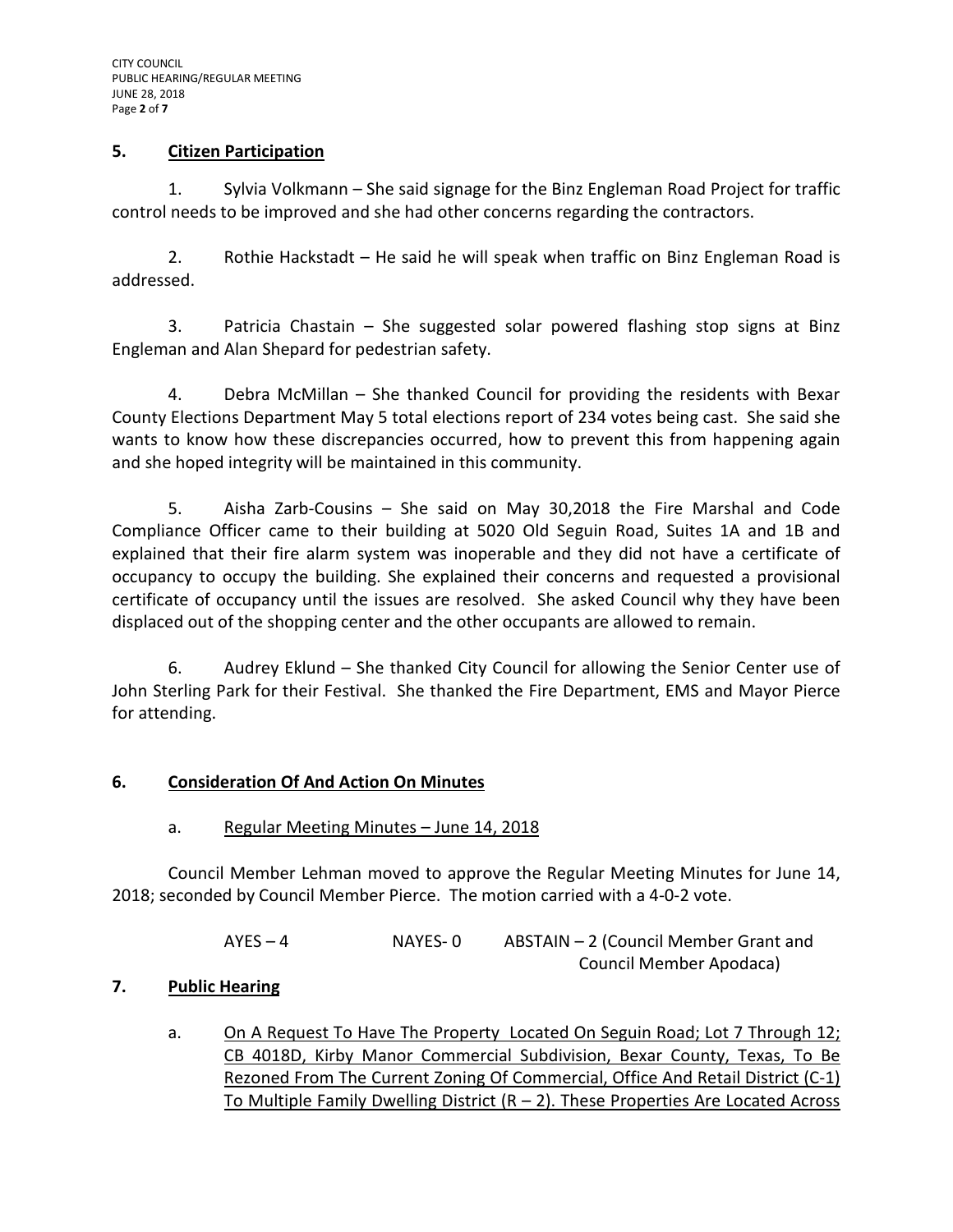## 5. Citizen Participation

1. Sylvia Volkmann – She said signage for the Binz Engleman Road Project for traffic control needs to be improved and she had other concerns regarding the contractors.

2. Rothie Hackstadt – He said he will speak when traffic on Binz Engleman Road is addressed.

3. Patricia Chastain – She suggested solar powered flashing stop signs at Binz Engleman and Alan Shepard for pedestrian safety.

4. Debra McMillan – She thanked Council for providing the residents with Bexar County Elections Department May 5 total elections report of 234 votes being cast. She said she wants to know how these discrepancies occurred, how to prevent this from happening again and she hoped integrity will be maintained in this community.

5. Aisha Zarb-Cousins – She said on May 30,2018 the Fire Marshal and Code Compliance Officer came to their building at 5020 Old Seguin Road, Suites 1A and 1B and explained that their fire alarm system was inoperable and they did not have a certificate of occupancy to occupy the building. She explained their concerns and requested a provisional certificate of occupancy until the issues are resolved. She asked Council why they have been displaced out of the shopping center and the other occupants are allowed to remain.

6. Audrey Eklund – She thanked City Council for allowing the Senior Center use of John Sterling Park for their Festival. She thanked the Fire Department, EMS and Mayor Pierce for attending.

## 6. Consideration Of And Action On Minutes

a. Regular Meeting Minutes – June 14, 2018

Council Member Lehman moved to approve the Regular Meeting Minutes for June 14, 2018; seconded by Council Member Pierce. The motion carried with a 4-0-2 vote.

AYES – 4 NAYES- 0 ABSTAIN – 2 (Council Member Grant and Council Member Apodaca)

## 7. Public Hearing

a. On A Request To Have The Property Located On Seguin Road; Lot 7 Through 12; CB 4018D, Kirby Manor Commercial Subdivision, Bexar County, Texas, To Be Rezoned From The Current Zoning Of Commercial, Office And Retail District (C-1) To Multiple Family Dwelling District (R – 2). These Properties Are Located Across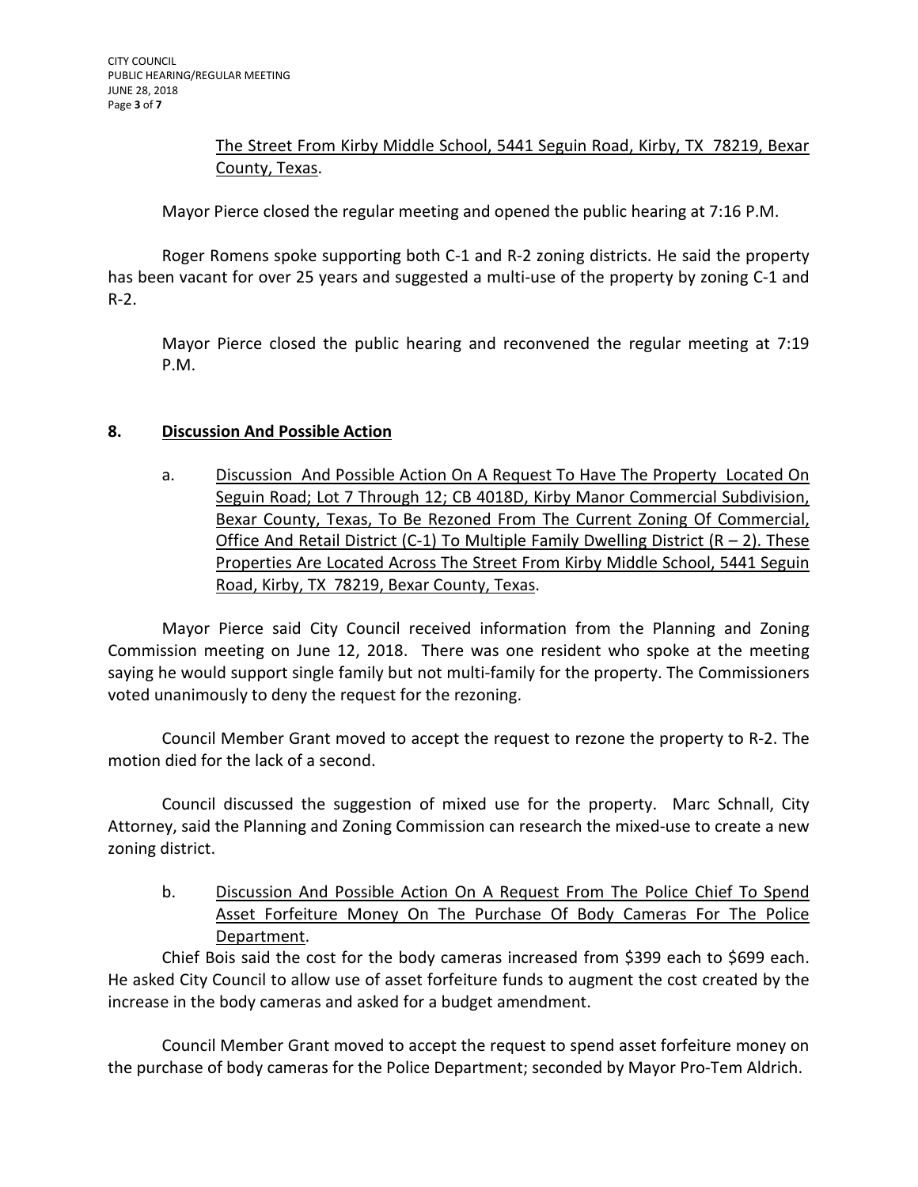The Street From Kirby Middle School, 5441 Seguin Road, Kirby, TX 78219, Bexar County, Texas.

Mayor Pierce closed the regular meeting and opened the public hearing at 7:16 P.M.

Roger Romens spoke supporting both C-1 and R-2 zoning districts. He said the property has been vacant for over 25 years and suggested a multi-use of the property by zoning C-1 and R-2.

Mayor Pierce closed the public hearing and reconvened the regular meeting at 7:19 P.M.

## 8. Discussion And Possible Action

a. Discussion And Possible Action On A Request To Have The Property Located On Seguin Road; Lot 7 Through 12; CB 4018D, Kirby Manor Commercial Subdivision, Bexar County, Texas, To Be Rezoned From The Current Zoning Of Commercial, Office And Retail District (C-1) To Multiple Family Dwelling District (R – 2). These Properties Are Located Across The Street From Kirby Middle School, 5441 Seguin Road, Kirby, TX 78219, Bexar County, Texas.

Mayor Pierce said City Council received information from the Planning and Zoning Commission meeting on June 12, 2018. There was one resident who spoke at the meeting saying he would support single family but not multi-family for the property. The Commissioners voted unanimously to deny the request for the rezoning.

Council Member Grant moved to accept the request to rezone the property to R-2. The motion died for the lack of a second.

Council discussed the suggestion of mixed use for the property. Marc Schnall, City Attorney, said the Planning and Zoning Commission can research the mixed-use to create a new zoning district.

b. Discussion And Possible Action On A Request From The Police Chief To Spend Asset Forfeiture Money On The Purchase Of Body Cameras For The Police Department.

Chief Bois said the cost for the body cameras increased from $399 each to $699 each. He asked City Council to allow use of asset forfeiture funds to augment the cost created by the increase in the body cameras and asked for a budget amendment.

Council Member Grant moved to accept the request to spend asset forfeiture money on the purchase of body cameras for the Police Department; seconded by Mayor Pro-Tem Aldrich.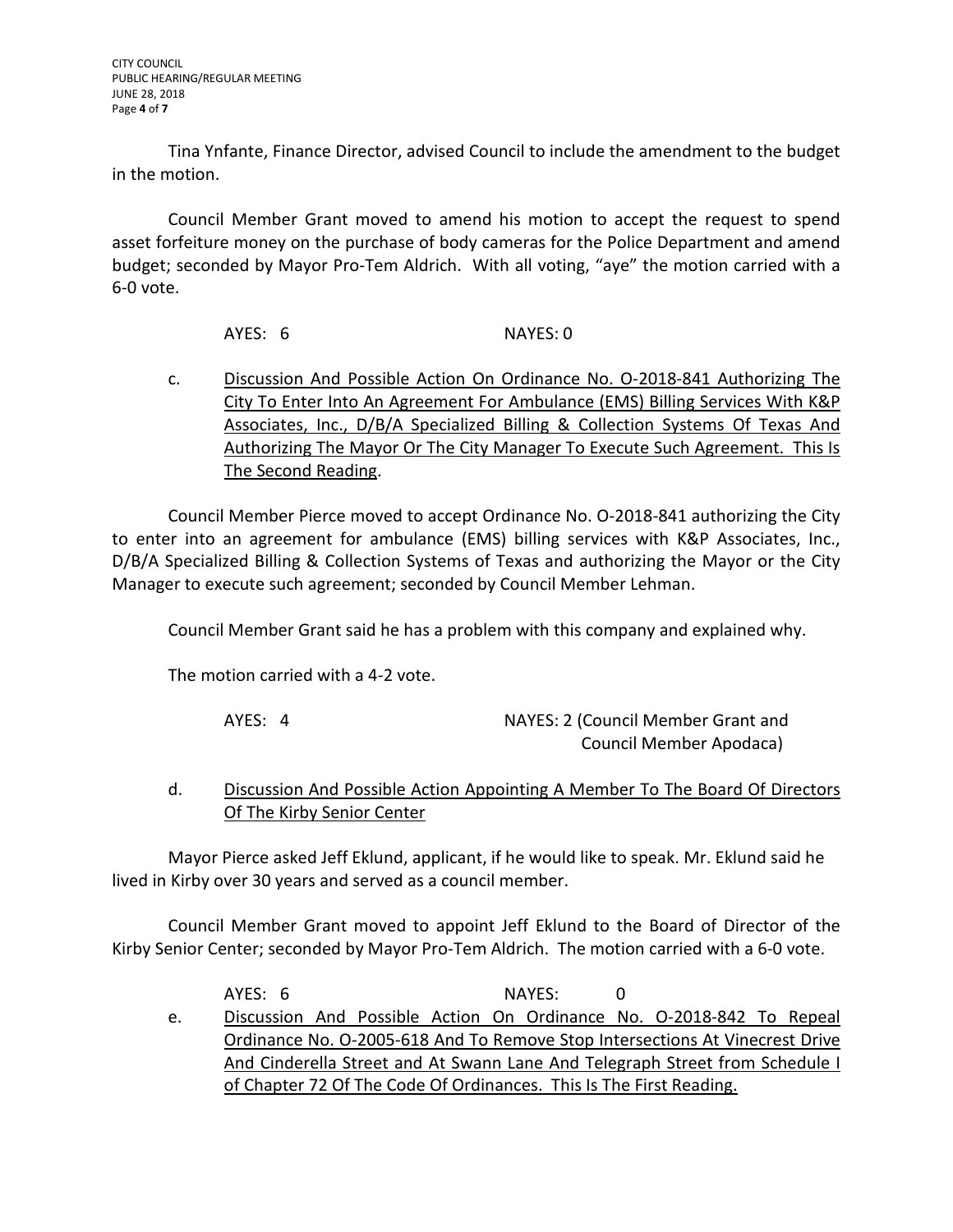Tina Ynfante, Finance Director, advised Council to include the amendment to the budget in the motion.

Council Member Grant moved to amend his motion to accept the request to spend asset forfeiture money on the purchase of body cameras for the Police Department and amend budget; seconded by Mayor Pro-Tem Aldrich. With all voting, "aye" the motion carried with a 6-0 vote.

AYES: 6 NAYES: 0

c. <u>Discussion And Possible Action On Ordinance No. O-2018-841 Authorizing The City To Enter Into An Agreement For Ambulance (EMS) Billing Services With K&P Associates, Inc., D/B/A Specialized Billing & Collection Systems Of Texas And Authorizing The Mayor Or The City Manager To Execute Such Agreement. This Is The Second Reading</u>.

Council Member Pierce moved to accept Ordinance No. O-2018-841 authorizing the City to enter into an agreement for ambulance (EMS) billing services with K&P Associates, Inc., D/B/A Specialized Billing & Collection Systems of Texas and authorizing the Mayor or the City Manager to execute such agreement; seconded by Council Member Lehman.

Council Member Grant said he has a problem with this company and explained why.

The motion carried with a 4-2 vote.

AYES: 4 NAYES: 2 (Council Member Grant and Council Member Apodaca)

d. <u>Discussion And Possible Action Appointing A Member To The Board Of Directors Of The Kirby Senior Center</u>

Mayor Pierce asked Jeff Eklund, applicant, if he would like to speak. Mr. Eklund said he lived in Kirby over 30 years and served as a council member.

Council Member Grant moved to appoint Jeff Eklund to the Board of Director of the Kirby Senior Center; seconded by Mayor Pro-Tem Aldrich. The motion carried with a 6-0 vote.

AYES: 6 NAYES: 0

e. <u>Discussion And Possible Action On Ordinance No. O-2018-842 To Repeal Ordinance No. O-2005-618 And To Remove Stop Intersections At Vinecrest Drive And Cinderella Street and At Swann Lane And Telegraph Street from Schedule I of Chapter 72 Of The Code Of Ordinances. This Is The First Reading.</u>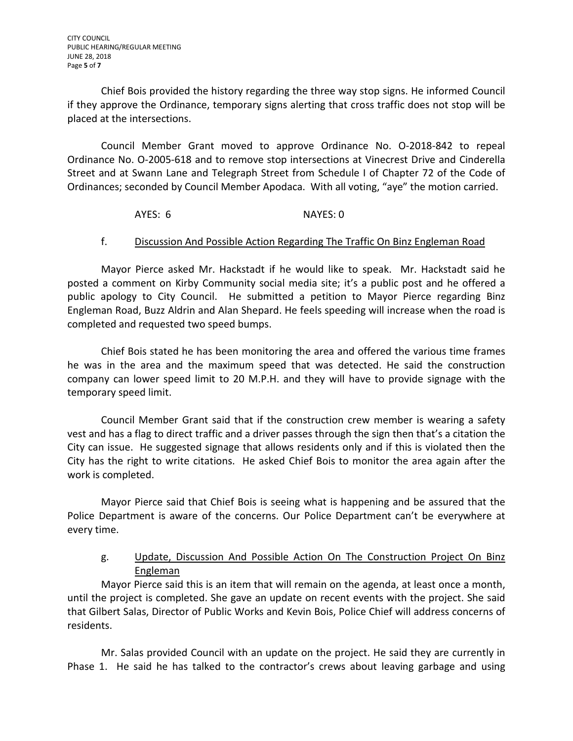Chief Bois provided the history regarding the three way stop signs. He informed Council if they approve the Ordinance, temporary signs alerting that cross traffic does not stop will be placed at the intersections.

Council Member Grant moved to approve Ordinance No. O-2018-842 to repeal Ordinance No. O-2005-618 and to remove stop intersections at Vinecrest Drive and Cinderella Street and at Swann Lane and Telegraph Street from Schedule I of Chapter 72 of the Code of Ordinances; seconded by Council Member Apodaca. With all voting, "aye" the motion carried.

AYES: 6 NAYES: 0

f. Discussion And Possible Action Regarding The Traffic On Binz Engleman Road

Mayor Pierce asked Mr. Hackstadt if he would like to speak. Mr. Hackstadt said he posted a comment on Kirby Community social media site; it's a public post and he offered a public apology to City Council. He submitted a petition to Mayor Pierce regarding Binz Engleman Road, Buzz Aldrin and Alan Shepard. He feels speeding will increase when the road is completed and requested two speed bumps.

Chief Bois stated he has been monitoring the area and offered the various time frames he was in the area and the maximum speed that was detected. He said the construction company can lower speed limit to 20 M.P.H. and they will have to provide signage with the temporary speed limit.

Council Member Grant said that if the construction crew member is wearing a safety vest and has a flag to direct traffic and a driver passes through the sign then that's a citation the City can issue. He suggested signage that allows residents only and if this is violated then the City has the right to write citations. He asked Chief Bois to monitor the area again after the work is completed.

Mayor Pierce said that Chief Bois is seeing what is happening and be assured that the Police Department is aware of the concerns. Our Police Department can't be everywhere at every time.

g. Update, Discussion And Possible Action On The Construction Project On Binz Engleman

Mayor Pierce said this is an item that will remain on the agenda, at least once a month, until the project is completed. She gave an update on recent events with the project. She said that Gilbert Salas, Director of Public Works and Kevin Bois, Police Chief will address concerns of residents.

Mr. Salas provided Council with an update on the project. He said they are currently in Phase 1. He said he has talked to the contractor's crews about leaving garbage and using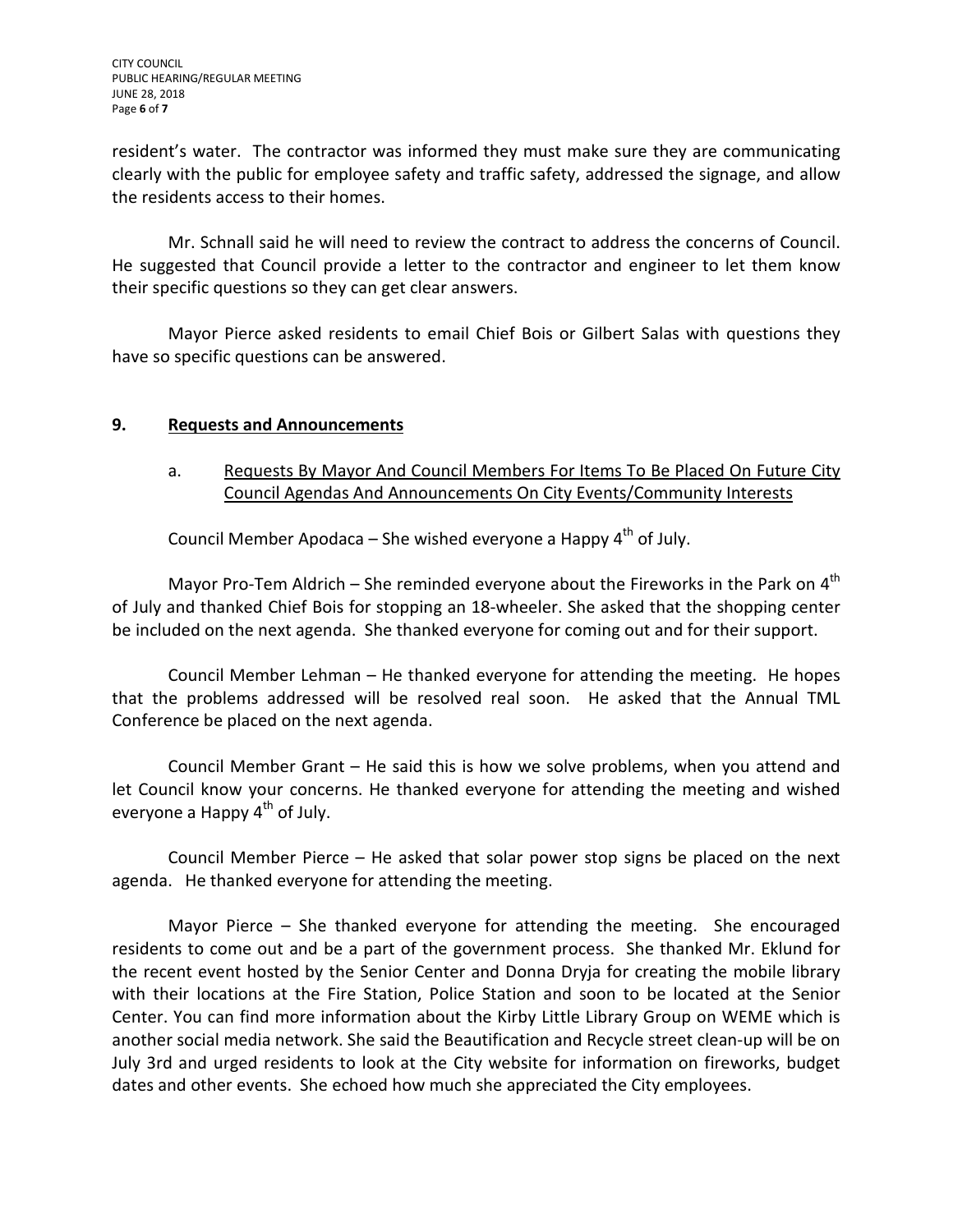resident's water. The contractor was informed they must make sure they are communicating clearly with the public for employee safety and traffic safety, addressed the signage, and allow the residents access to their homes.

Mr. Schnall said he will need to review the contract to address the concerns of Council. He suggested that Council provide a letter to the contractor and engineer to let them know their specific questions so they can get clear answers.

Mayor Pierce asked residents to email Chief Bois or Gilbert Salas with questions they have so specific questions can be answered.

## 9. Requests and Announcements

a. Requests By Mayor And Council Members For Items To Be Placed On Future City Council Agendas And Announcements On City Events/Community Interests

Council Member Apodaca – She wished everyone a Happy 4th of July.

Mayor Pro-Tem Aldrich – She reminded everyone about the Fireworks in the Park on 4th of July and thanked Chief Bois for stopping an 18-wheeler. She asked that the shopping center be included on the next agenda. She thanked everyone for coming out and for their support.

Council Member Lehman – He thanked everyone for attending the meeting. He hopes that the problems addressed will be resolved real soon. He asked that the Annual TML Conference be placed on the next agenda.

Council Member Grant – He said this is how we solve problems, when you attend and let Council know your concerns. He thanked everyone for attending the meeting and wished everyone a Happy 4th of July.

Council Member Pierce – He asked that solar power stop signs be placed on the next agenda. He thanked everyone for attending the meeting.

Mayor Pierce – She thanked everyone for attending the meeting. She encouraged residents to come out and be a part of the government process. She thanked Mr. Eklund for the recent event hosted by the Senior Center and Donna Dryja for creating the mobile library with their locations at the Fire Station, Police Station and soon to be located at the Senior Center. You can find more information about the Kirby Little Library Group on WEME which is another social media network. She said the Beautification and Recycle street clean-up will be on July 3rd and urged residents to look at the City website for information on fireworks, budget dates and other events. She echoed how much she appreciated the City employees.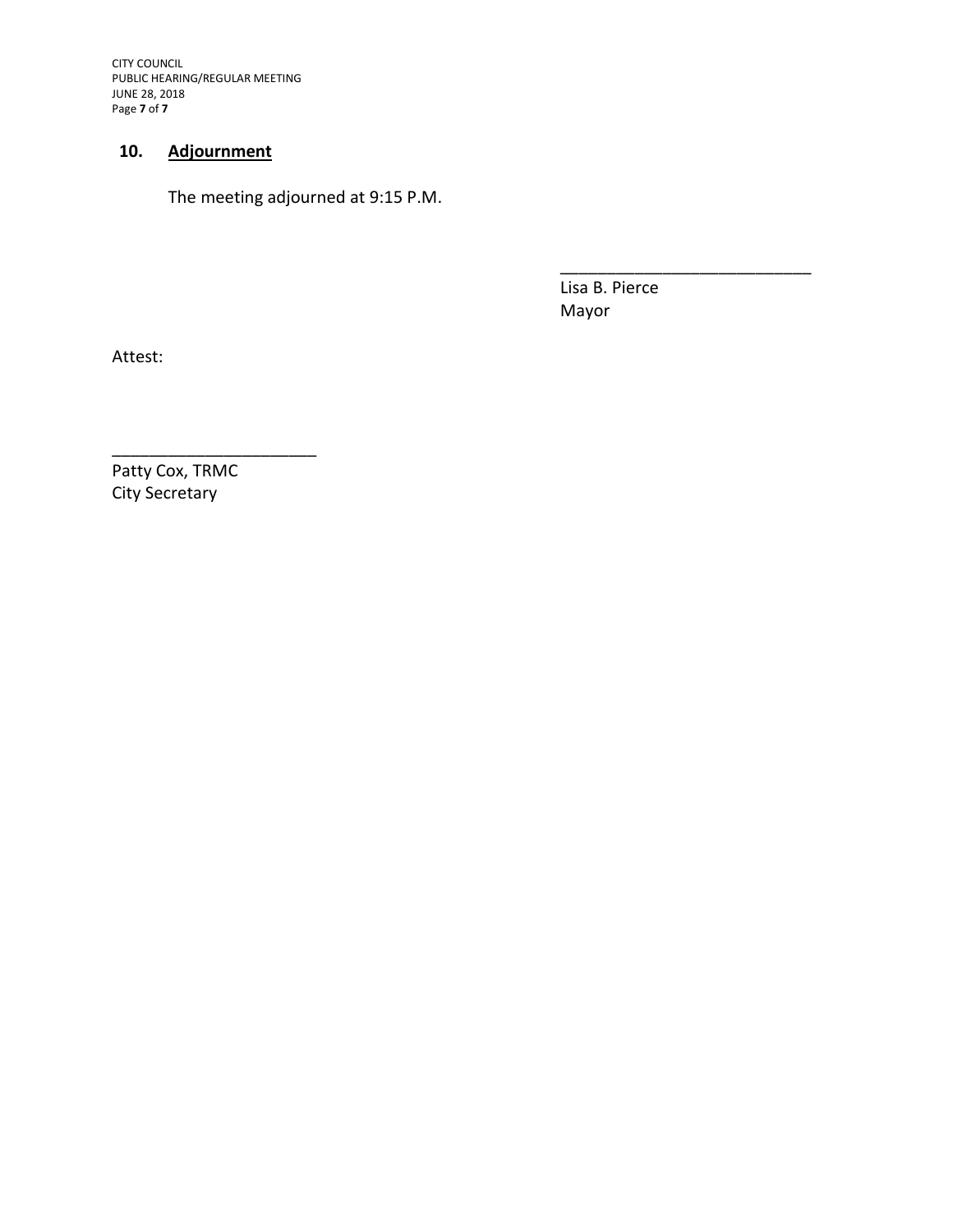## 10. Adjournment

The meeting adjourned at 9:15 P.M.

___________________________
Lisa B. Pierce
Mayor

Attest:

______________________
Patty Cox, TRMC
City Secretary